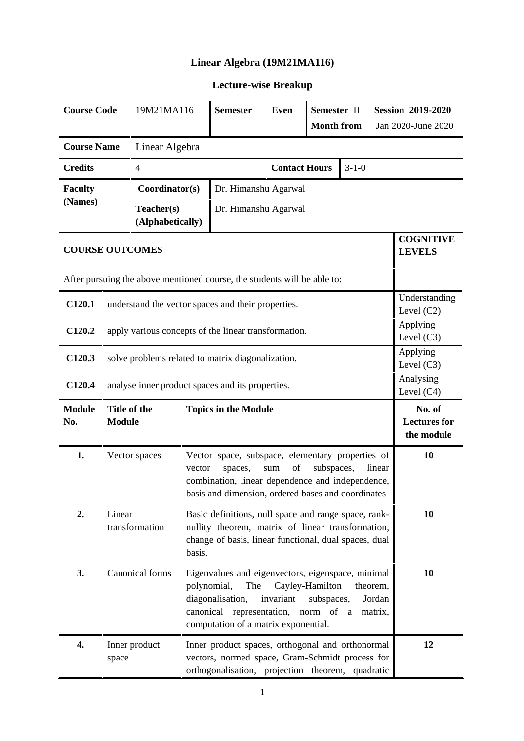# Linear Algebra (19M21MA116)

## Lecture-wise Breakup

| Course Code | 19M21MA116 | Semester Even | Semester II Month from | Session 2019-2020 Jan 2020-June 2020 |
|---|---|---|---|---|
| Course Name | Linear Algebra | | | |
| Credits | 4 | | Contact Hours | 3-1-0 |
| Faculty (Names) | Coordinator(s) | Dr. Himanshu Agarwal | | |
| | Teacher(s) (Alphabetically) | Dr. Himanshu Agarwal | | |

| COURSE OUTCOMES | | COGNITIVE LEVELS |
|---|---|---|
| After pursuing the above mentioned course, the students will be able to: | | |
| C120.1 | understand the vector spaces and their properties. | Understanding Level (C2) |
| C120.2 | apply various concepts of the linear transformation. | Applying Level (C3) |
| C120.3 | solve problems related to matrix diagonalization. | Applying Level (C3) |
| C120.4 | analyse inner product spaces and its properties. | Analysing Level (C4) |

| Module No. | Title of the Module | Topics in the Module | No. of Lectures for the module |
|---|---|---|---|
| 1. | Vector spaces | Vector space, subspace, elementary properties of vector spaces, sum of subspaces, linear combination, linear dependence and independence, basis and dimension, ordered bases and coordinates | 10 |
| 2. | Linear transformation | Basic definitions, null space and range space, rank-nullity theorem, matrix of linear transformation, change of basis, linear functional, dual spaces, dual basis. | 10 |
| 3. | Canonical forms | Eigenvalues and eigenvectors, eigenspace, minimal polynomial, The Cayley-Hamilton theorem, diagonalisation, invariant subspaces, Jordan canonical representation, norm of a matrix, computation of a matrix exponential. | 10 |
| 4. | Inner product space | Inner product spaces, orthogonal and orthonormal vectors, normed space, Gram-Schmidt process for orthogonalisation, projection theorem, quadratic | 12 |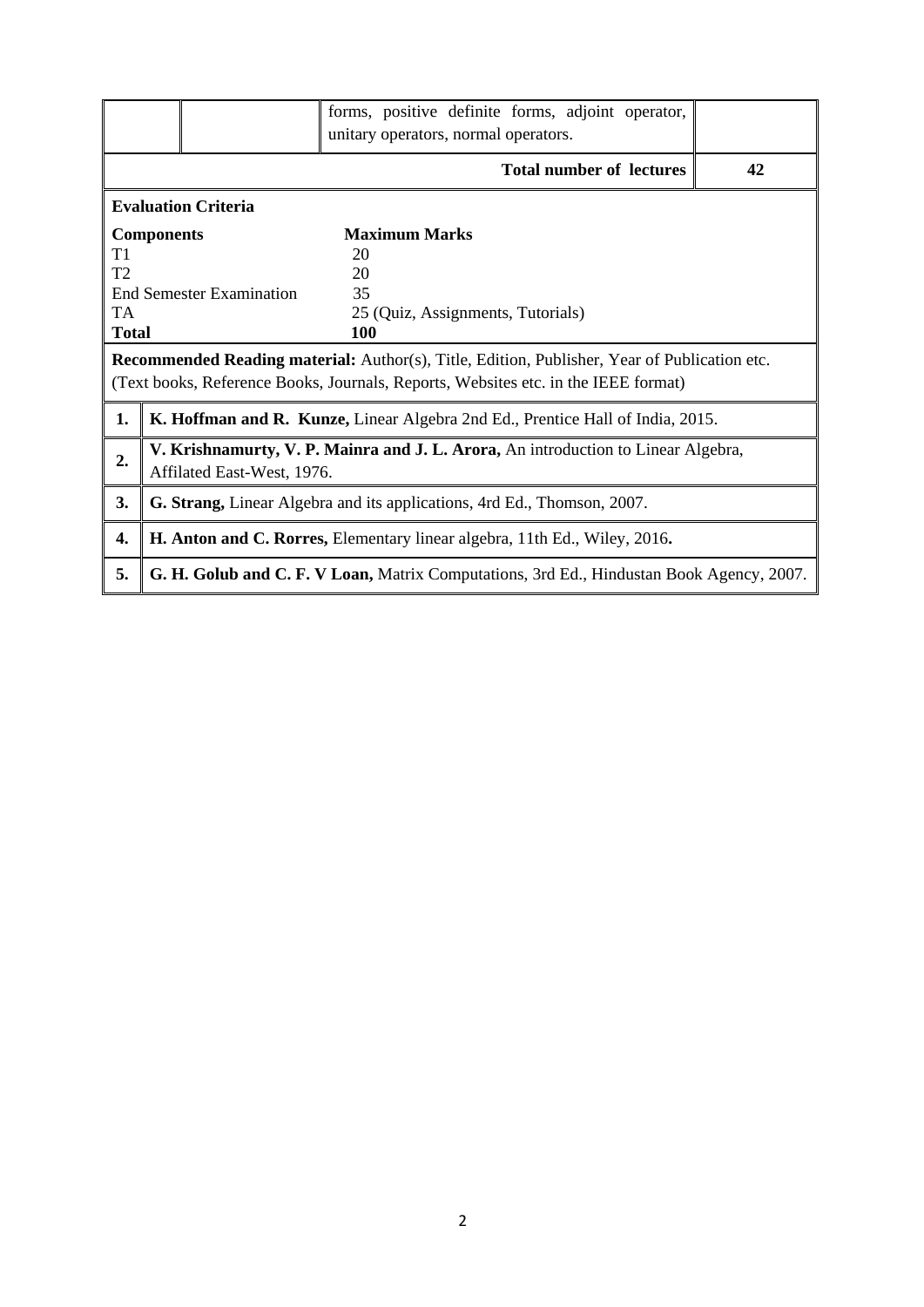|  |  | forms, positive definite forms, adjoint operator, unitary operators, normal operators. |  |
|---|---|---|---|
|  |  | **Total number of lectures** | **42** |

**Evaluation Criteria**

| **Components** | **Maximum Marks** |
|---|---|
| T1 | 20 |
| T2 | 20 |
| End Semester Examination | 35 |
| TA | 25 (Quiz, Assignments, Tutorials) |
| **Total** | **100** |

**Recommended Reading material:** Author(s), Title, Edition, Publisher, Year of Publication etc. (Text books, Reference Books, Journals, Reports, Websites etc. in the IEEE format)

| | |
|---|---|
| **1.** | **K. Hoffman and R. Kunze,** Linear Algebra 2nd Ed., Prentice Hall of India, 2015. |
| **2.** | **V. Krishnamurty, V. P. Mainra and J. L. Arora,** An introduction to Linear Algebra, Affilated East-West, 1976. |
| **3.** | **G. Strang,** Linear Algebra and its applications, 4rd Ed., Thomson, 2007. |
| **4.** | **H. Anton and C. Rorres,** Elementary linear algebra, 11th Ed., Wiley, 2016**.** |
| **5.** | **G. H. Golub and C. F. V Loan,** Matrix Computations, 3rd Ed., Hindustan Book Agency, 2007. |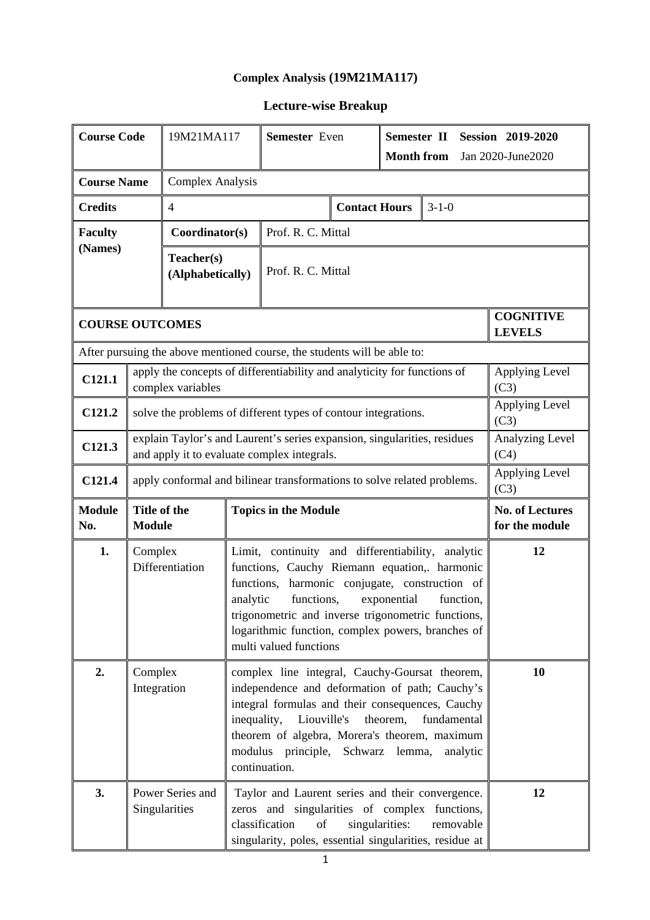# Complex Analysis (19M21MA117)

## Lecture-wise Breakup

| Course Code | 19M21MA117 | Semester Even | Semester II Session 2019-2020<br>Month from Jan 2020-June2020 |
|---|---|---|---|
| **Course Name** | Complex Analysis | | |
| **Credits** | 4 | **Contact Hours** | 3-1-0 |
| **Faculty (Names)** | **Coordinator(s)** | Prof. R. C. Mittal | |
| | **Teacher(s) (Alphabetically)** | Prof. R. C. Mittal | |

| **COURSE OUTCOMES** | | **COGNITIVE LEVELS** |
|---|---|---|
| After pursuing the above mentioned course, the students will be able to: | | |
| **C121.1** | apply the concepts of differentiability and analyticity for functions of complex variables | Applying Level (C3) |
| **C121.2** | solve the problems of different types of contour integrations. | Applying Level (C3) |
| **C121.3** | explain Taylor's and Laurent's series expansion, singularities, residues and apply it to evaluate complex integrals. | Analyzing Level (C4) |
| **C121.4** | apply conformal and bilinear transformations to solve related problems. | Applying Level (C3) |

| **Module No.** | **Title of the Module** | **Topics in the Module** | **No. of Lectures for the module** |
|---|---|---|---|
| 1. | Complex Differentiation | Limit, continuity and differentiability, analytic functions, Cauchy Riemann equation,. harmonic functions, harmonic conjugate, construction of analytic functions, exponential function, trigonometric and inverse trigonometric functions, logarithmic function, complex powers, branches of multi valued functions | 12 |
| 2. | Complex Integration | complex line integral, Cauchy-Goursat theorem, independence and deformation of path; Cauchy's integral formulas and their consequences, Cauchy inequality, Liouville's theorem, fundamental theorem of algebra, Morera's theorem, maximum modulus principle, Schwarz lemma, analytic continuation. | 10 |
| 3. | Power Series and Singularities | Taylor and Laurent series and their convergence. zeros and singularities of complex functions, classification of singularities: removable singularity, poles, essential singularities, residue at | 12 |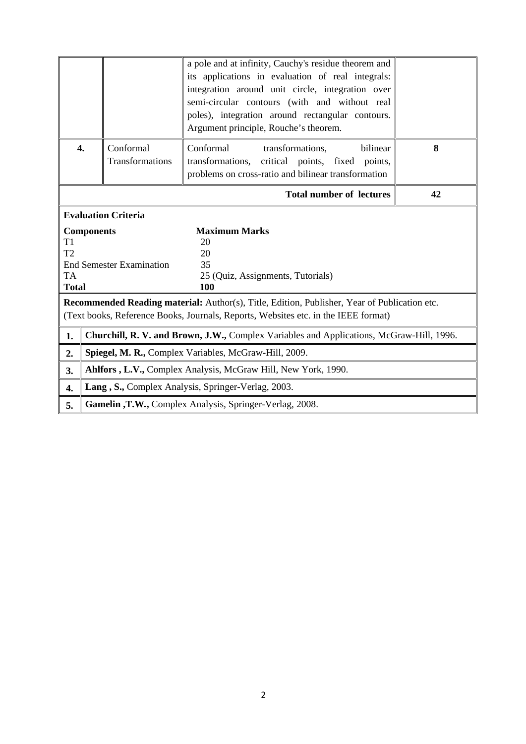|  |  |  |  |
|---|---|---|---|
|  |  | a pole and at infinity, Cauchy's residue theorem and its applications in evaluation of real integrals: integration around unit circle, integration over semi-circular contours (with and without real poles), integration around rectangular contours. Argument principle, Rouche's theorem. |  |
| **4.** | Conformal Transformations | Conformal transformations, bilinear transformations, critical points, fixed points, problems on cross-ratio and bilinear transformation | **8** |
|  |  | **Total number of lectures** | **42** |

**Evaluation Criteria**

| **Components** | **Maximum Marks** |
|---|---|
| T1 | 20 |
| T2 | 20 |
| End Semester Examination | 35 |
| TA | 25 (Quiz, Assignments, Tutorials) |
| **Total** | **100** |

**Recommended Reading material:** Author(s), Title, Edition, Publisher, Year of Publication etc. (Text books, Reference Books, Journals, Reports, Websites etc. in the IEEE format)

| | |
|---|---|
| **1.** | **Churchill, R. V. and Brown, J.W.,** Complex Variables and Applications, McGraw-Hill, 1996. |
| **2.** | **Spiegel, M. R.,** Complex Variables, McGraw-Hill, 2009. |
| **3.** | **Ahlfors , L.V.,** Complex Analysis, McGraw Hill, New York, 1990. |
| **4.** | **Lang , S.,** Complex Analysis, Springer-Verlag, 2003. |
| **5.** | **Gamelin ,T.W.,** Complex Analysis, Springer-Verlag, 2008. |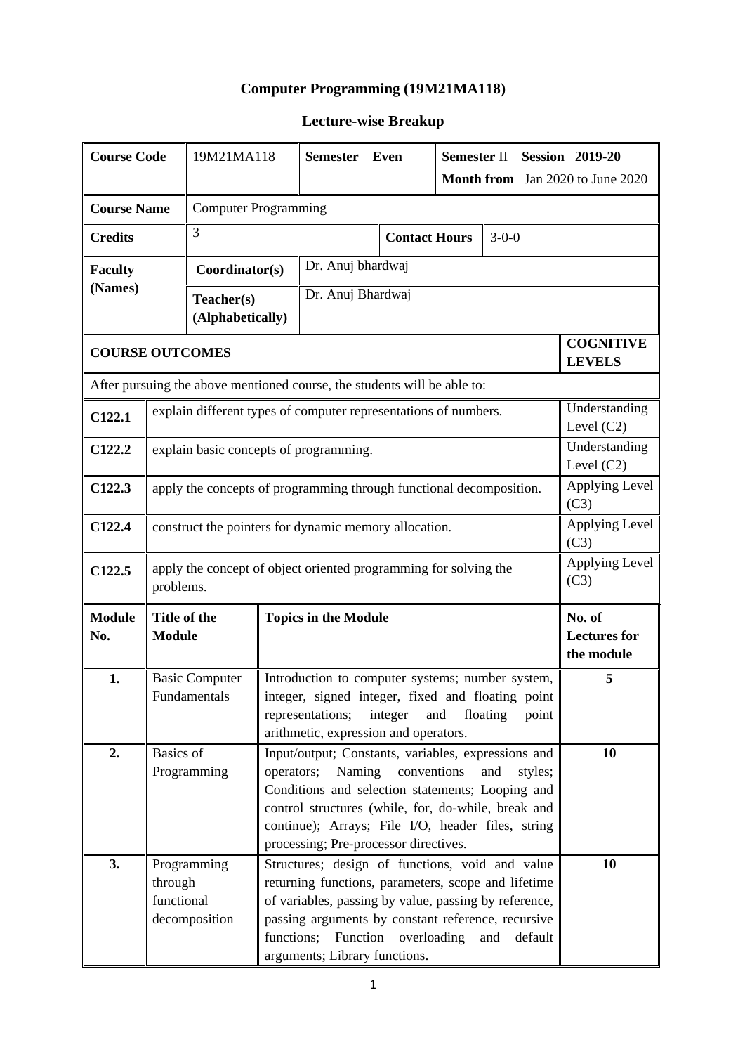# Computer Programming (19M21MA118)

## Lecture-wise Breakup

| **Course Code** | 19M21MA118 | **Semester** Even | **Semester** II **Session 2019-20** **Month from** Jan 2020 to June 2020 |
|---|---|---|---|
| **Course Name** | Computer Programming | | |
| **Credits** | 3 | **Contact Hours** | 3-0-0 |
| **Faculty (Names)** | **Coordinator(s)** | Dr. Anuj bhardwaj | |
| | **Teacher(s) (Alphabetically)** | Dr. Anuj Bhardwaj | |

| **COURSE OUTCOMES** | | **COGNITIVE LEVELS** |
|---|---|---|
| After pursuing the above mentioned course, the students will be able to: | | |
| **C122.1** | explain different types of computer representations of numbers. | Understanding Level (C2) |
| **C122.2** | explain basic concepts of programming. | Understanding Level (C2) |
| **C122.3** | apply the concepts of programming through functional decomposition. | Applying Level (C3) |
| **C122.4** | construct the pointers for dynamic memory allocation. | Applying Level (C3) |
| **C122.5** | apply the concept of object oriented programming for solving the problems. | Applying Level (C3) |

| **Module No.** | **Title of the Module** | **Topics in the Module** | **No. of Lectures for the module** |
|---|---|---|---|
| **1.** | Basic Computer Fundamentals | Introduction to computer systems; number system, integer, signed integer, fixed and floating point representations; integer and floating point arithmetic, expression and operators. | **5** |
| **2.** | Basics of Programming | Input/output; Constants, variables, expressions and operators; Naming conventions and styles; Conditions and selection statements; Looping and control structures (while, for, do-while, break and continue); Arrays; File I/O, header files, string processing; Pre-processor directives. | **10** |
| **3.** | Programming through functional decomposition | Structures; design of functions, void and value returning functions, parameters, scope and lifetime of variables, passing by value, passing by reference, passing arguments by constant reference, recursive functions; Function overloading and default arguments; Library functions. | **10** |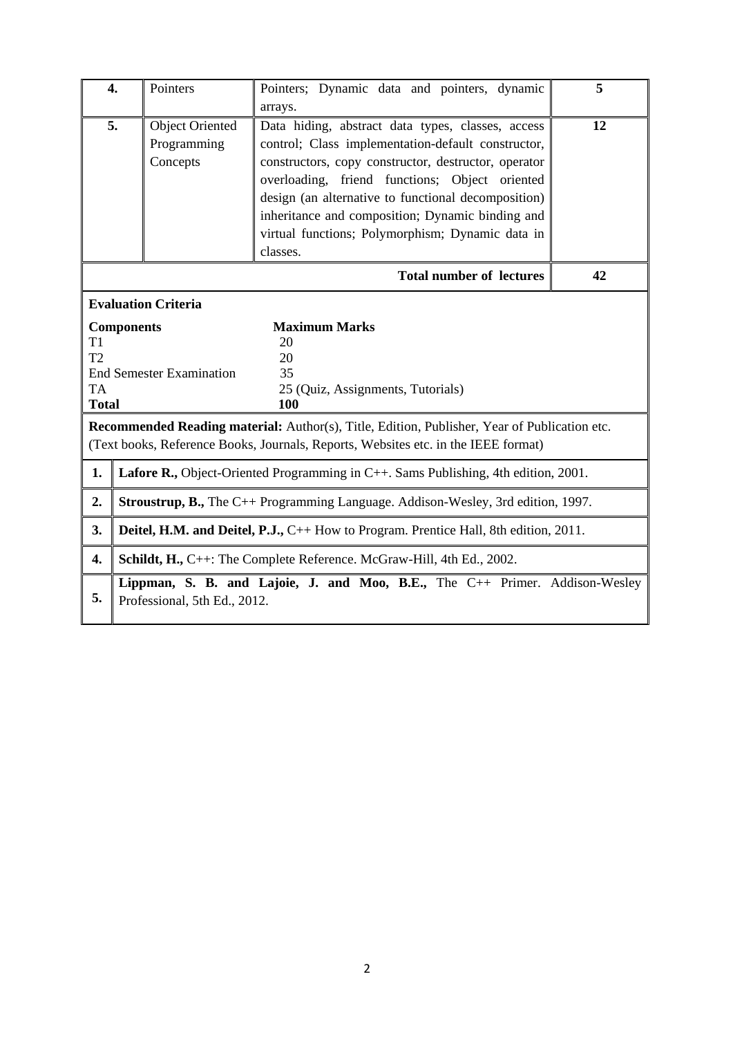| 4. | Pointers | Pointers; Dynamic data and pointers, dynamic arrays. | 5 |
|---|---|---|---|
| 5. | Object Oriented Programming Concepts | Data hiding, abstract data types, classes, access control; Class implementation-default constructor, constructors, copy constructor, destructor, operator overloading, friend functions; Object oriented design (an alternative to functional decomposition) inheritance and composition; Dynamic binding and virtual functions; Polymorphism; Dynamic data in classes. | 12 |
| | | **Total number of lectures** | **42** |

**Evaluation Criteria**

| **Components** | **Maximum Marks** |
|---|---|
| T1 | 20 |
| T2 | 20 |
| End Semester Examination | 35 |
| TA | 25 (Quiz, Assignments, Tutorials) |
| **Total** | **100** |

**Recommended Reading material:** Author(s), Title, Edition, Publisher, Year of Publication etc. (Text books, Reference Books, Journals, Reports, Websites etc. in the IEEE format)

| | |
|---|---|
| **1.** | **Lafore R.,** Object-Oriented Programming in C++. Sams Publishing, 4th edition, 2001. |
| **2.** | **Stroustrup, B.,** The C++ Programming Language. Addison-Wesley, 3rd edition, 1997. |
| **3.** | **Deitel, H.M. and Deitel, P.J.,** C++ How to Program. Prentice Hall, 8th edition, 2011. |
| **4.** | **Schildt, H.,** C++: The Complete Reference. McGraw-Hill, 4th Ed., 2002. |
| **5.** | **Lippman, S. B. and Lajoie, J. and Moo, B.E.,** The C++ Primer. Addison-Wesley Professional, 5th Ed., 2012. |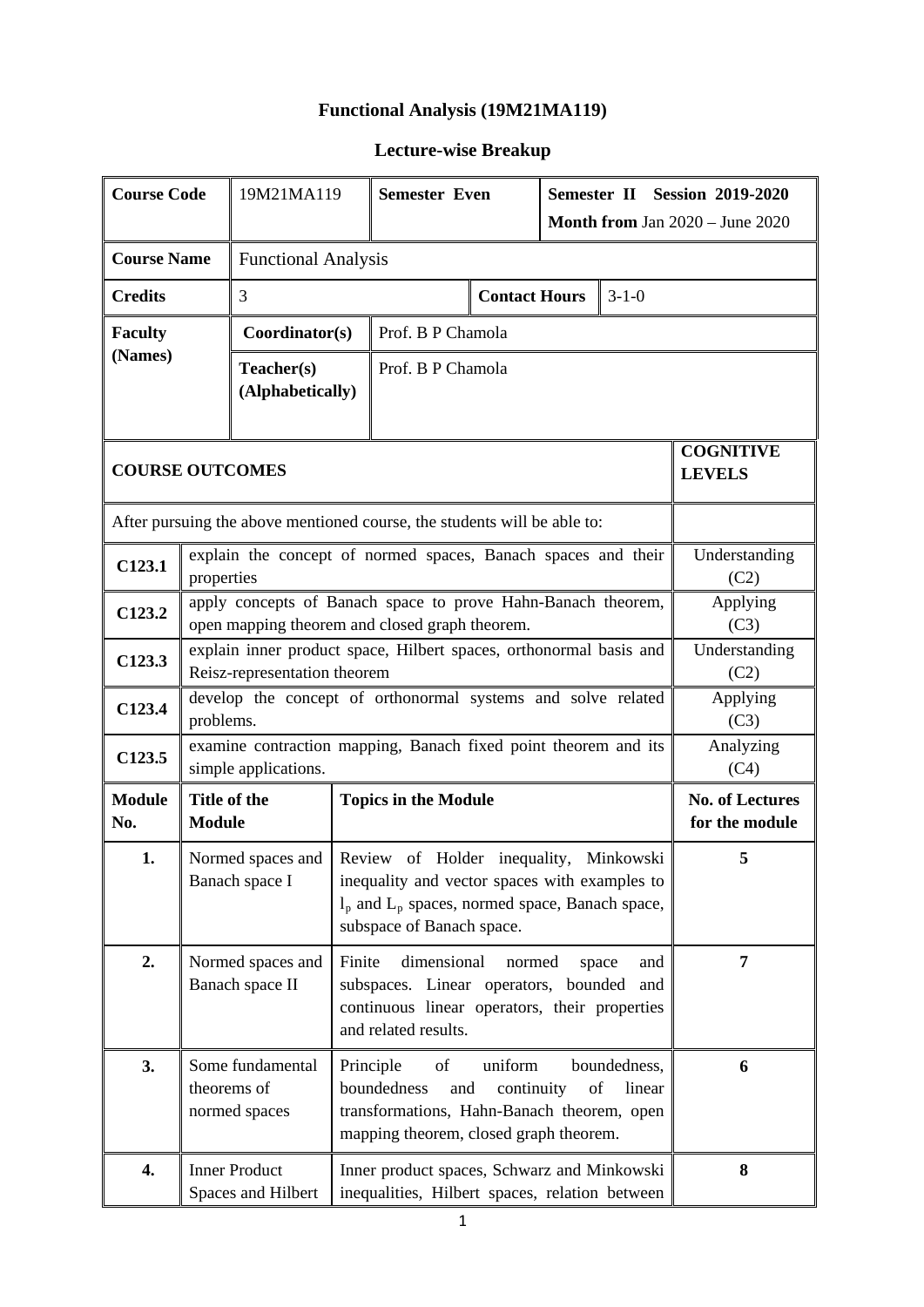# Functional Analysis (19M21MA119)

## Lecture-wise Breakup

| Course Code | 19M21MA119 | Semester Even | Semester II Session 2019-2020<br>Month from Jan 2020 – June 2020 |
|---|---|---|---|
| Course Name | Functional Analysis | | |
| Credits | 3 | Contact Hours | 3-1-0 |
| Faculty (Names) | Coordinator(s) | Prof. B P Chamola | |
| | Teacher(s) (Alphabetically) | Prof. B P Chamola | |

| COURSE OUTCOMES | | COGNITIVE LEVELS |
|---|---|---|
| After pursuing the above mentioned course, the students will be able to: | | |
| C123.1 | explain the concept of normed spaces, Banach spaces and their properties | Understanding (C2) |
| C123.2 | apply concepts of Banach space to prove Hahn-Banach theorem, open mapping theorem and closed graph theorem. | Applying (C3) |
| C123.3 | explain inner product space, Hilbert spaces, orthonormal basis and Reisz-representation theorem | Understanding (C2) |
| C123.4 | develop the concept of orthonormal systems and solve related problems. | Applying (C3) |
| C123.5 | examine contraction mapping, Banach fixed point theorem and its simple applications. | Analyzing (C4) |

| Module No. | Title of the Module | Topics in the Module | No. of Lectures for the module |
|---|---|---|---|
| 1. | Normed spaces and Banach space I | Review of Holder inequality, Minkowski inequality and vector spaces with examples to $l_p$ and $L_p$ spaces, normed space, Banach space, subspace of Banach space. | 5 |
| 2. | Normed spaces and Banach space II | Finite dimensional normed space and subspaces. Linear operators, bounded and continuous linear operators, their properties and related results. | 7 |
| 3. | Some fundamental theorems of normed spaces | Principle of uniform boundedness, boundedness and continuity of linear transformations, Hahn-Banach theorem, open mapping theorem, closed graph theorem. | 6 |
| 4. | Inner Product Spaces and Hilbert | Inner product spaces, Schwarz and Minkowski inequalities, Hilbert spaces, relation between | 8 |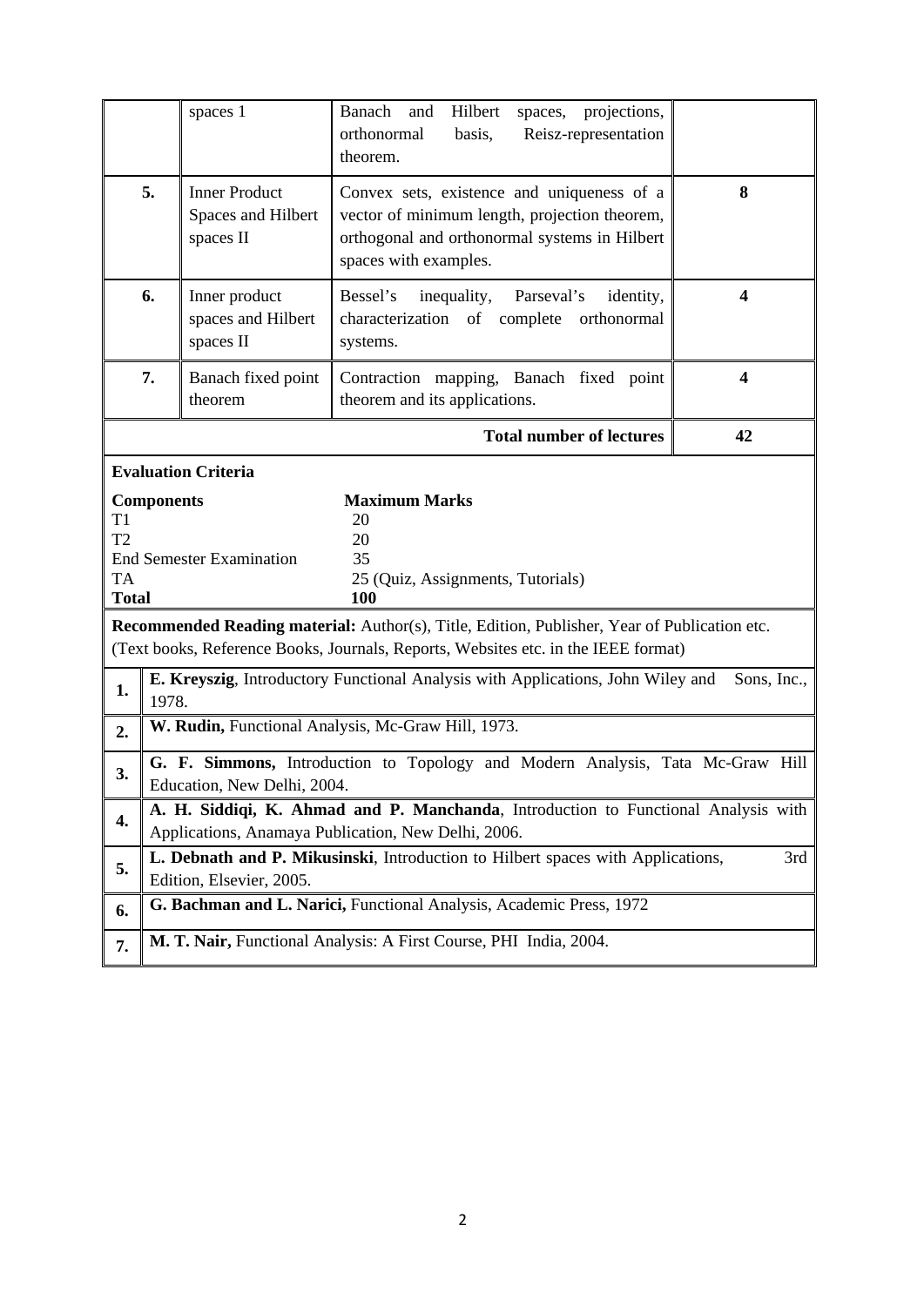|  | spaces 1 | Banach and Hilbert spaces, projections, orthonormal basis, Reisz-representation theorem. |  |
|---|---|---|---|
| **5.** | Inner Product Spaces and Hilbert spaces II | Convex sets, existence and uniqueness of a vector of minimum length, projection theorem, orthogonal and orthonormal systems in Hilbert spaces with examples. | **8** |
| **6.** | Inner product spaces and Hilbert spaces II | Bessel's inequality, Parseval's identity, characterization of complete orthonormal systems. | **4** |
| **7.** | Banach fixed point theorem | Contraction mapping, Banach fixed point theorem and its applications. | **4** |
|  |  | **Total number of lectures** | **42** |

**Evaluation Criteria**

| **Components** | **Maximum Marks** |
|---|---|
| T1 | 20 |
| T2 | 20 |
| End Semester Examination | 35 |
| TA | 25 (Quiz, Assignments, Tutorials) |
| **Total** | **100** |

**Recommended Reading material:** Author(s), Title, Edition, Publisher, Year of Publication etc. (Text books, Reference Books, Journals, Reports, Websites etc. in the IEEE format)

| | |
|---|---|
| **1.** | **E. Kreyszig**, Introductory Functional Analysis with Applications, John Wiley and Sons, Inc., 1978. |
| **2.** | **W. Rudin,** Functional Analysis, Mc-Graw Hill, 1973. |
| **3.** | **G. F. Simmons,** Introduction to Topology and Modern Analysis, Tata Mc-Graw Hill Education, New Delhi, 2004. |
| **4.** | **A. H. Siddiqi, K. Ahmad and P. Manchanda**, Introduction to Functional Analysis with Applications, Anamaya Publication, New Delhi, 2006. |
| **5.** | **L. Debnath and P. Mikusinski**, Introduction to Hilbert spaces with Applications, 3rd Edition, Elsevier, 2005. |
| **6.** | **G. Bachman and L. Narici,** Functional Analysis, Academic Press, 1972 |
| **7.** | **M. T. Nair,** Functional Analysis: A First Course, PHI India, 2004. |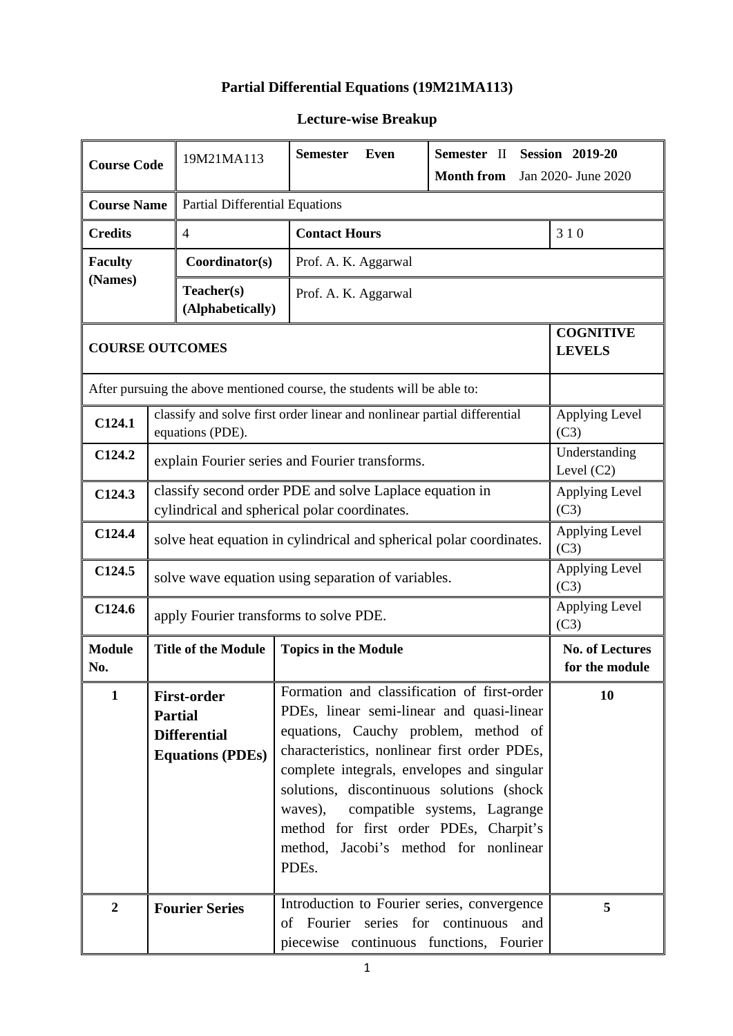# Partial Differential Equations (19M21MA113)

## Lecture-wise Breakup

| Course Code | | 19M21MA113 | Semester Even | Semester II Session 2019-20 Month from Jan 2020- June 2020 |
|---|---|---|---|---|
| **Course Name** | | Partial Differential Equations | | |
| **Credits** | | 4 | **Contact Hours** | 3 1 0 |
| **Faculty (Names)** | **Coordinator(s)** | Prof. A. K. Aggarwal | | |
| | **Teacher(s) (Alphabetically)** | Prof. A. K. Aggarwal | | |

| **COURSE OUTCOMES** | | **COGNITIVE LEVELS** |
|---|---|---|
| After pursuing the above mentioned course, the students will be able to: | | |
| **C124.1** | classify and solve first order linear and nonlinear partial differential equations (PDE). | Applying Level (C3) |
| **C124.2** | explain Fourier series and Fourier transforms. | Understanding Level (C2) |
| **C124.3** | classify second order PDE and solve Laplace equation in cylindrical and spherical polar coordinates. | Applying Level (C3) |
| **C124.4** | solve heat equation in cylindrical and spherical polar coordinates. | Applying Level (C3) |
| **C124.5** | solve wave equation using separation of variables. | Applying Level (C3) |
| **C124.6** | apply Fourier transforms to solve PDE. | Applying Level (C3) |

| **Module No.** | **Title of the Module** | **Topics in the Module** | **No. of Lectures for the module** |
|---|---|---|---|
| **1** | **First-order Partial Differential Equations (PDEs)** | Formation and classification of first-order PDEs, linear semi-linear and quasi-linear equations, Cauchy problem, method of characteristics, nonlinear first order PDEs, complete integrals, envelopes and singular solutions, discontinuous solutions (shock waves), compatible systems, Lagrange method for first order PDEs, Charpit's method, Jacobi's method for nonlinear PDEs. | **10** |
| **2** | **Fourier Series** | Introduction to Fourier series, convergence of Fourier series for continuous and piecewise continuous functions, Fourier | **5** |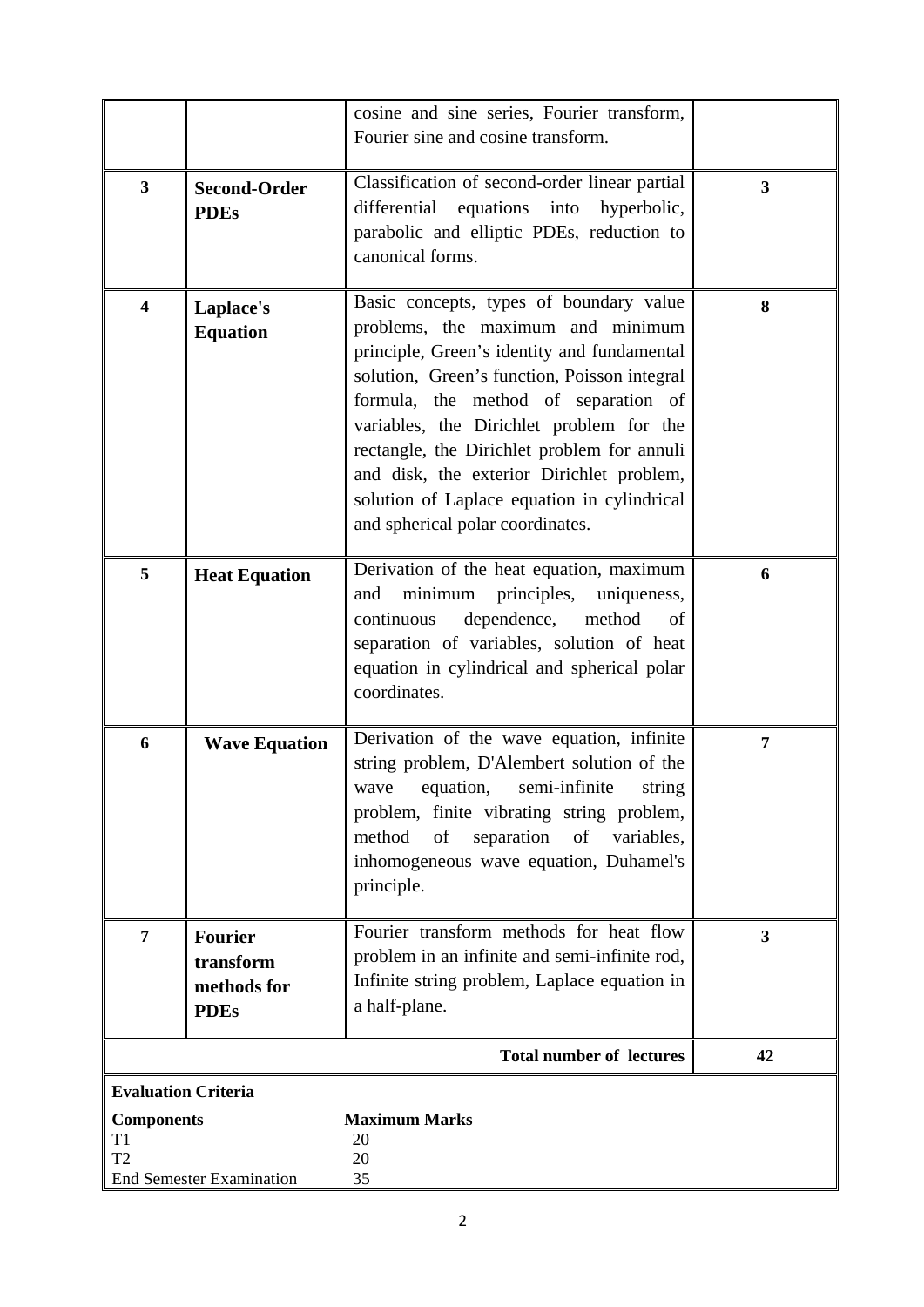| | | | |
|---|---|---|---|
| | | cosine and sine series, Fourier transform, Fourier sine and cosine transform. | |
| **3** | **Second-Order PDEs** | Classification of second-order linear partial differential equations into hyperbolic, parabolic and elliptic PDEs, reduction to canonical forms. | **3** |
| **4** | **Laplace's Equation** | Basic concepts, types of boundary value problems, the maximum and minimum principle, Green's identity and fundamental solution, Green's function, Poisson integral formula, the method of separation of variables, the Dirichlet problem for the rectangle, the Dirichlet problem for annuli and disk, the exterior Dirichlet problem, solution of Laplace equation in cylindrical and spherical polar coordinates. | **8** |
| **5** | **Heat Equation** | Derivation of the heat equation, maximum and minimum principles, uniqueness, continuous dependence, method of separation of variables, solution of heat equation in cylindrical and spherical polar coordinates. | **6** |
| **6** | **Wave Equation** | Derivation of the wave equation, infinite string problem, D'Alembert solution of the wave equation, semi-infinite string problem, finite vibrating string problem, method of separation of variables, inhomogeneous wave equation, Duhamel's principle. | **7** |
| **7** | **Fourier transform methods for PDEs** | Fourier transform methods for heat flow problem in an infinite and semi-infinite rod, Infinite string problem, Laplace equation in a half-plane. | **3** |
| | | **Total number of lectures** | **42** |

**Evaluation Criteria**

| **Components** | **Maximum Marks** |
|---|---|
| T1 | 20 |
| T2 | 20 |
| End Semester Examination | 35 |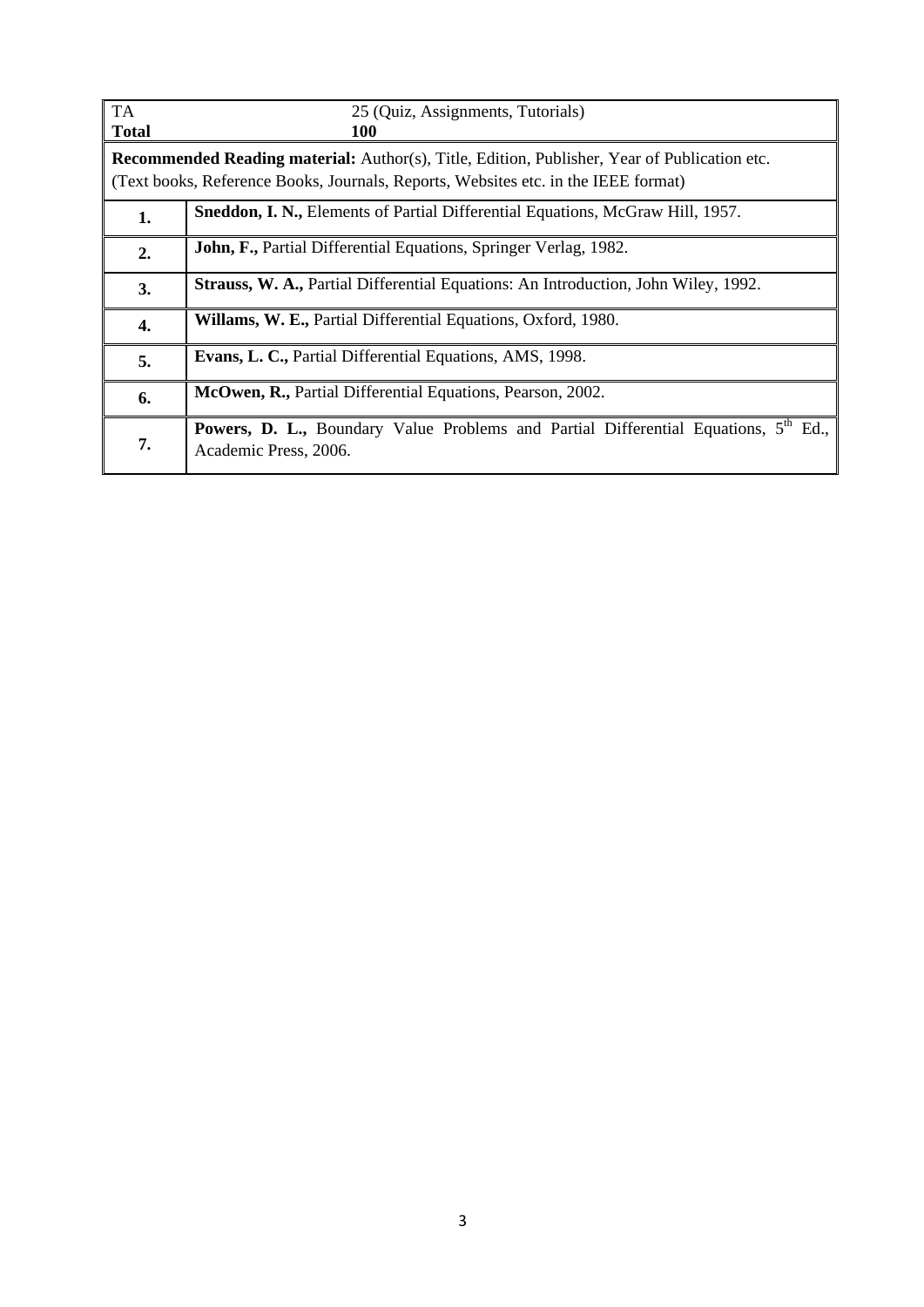| TA | 25 (Quiz, Assignments, Tutorials) |
|---|---|
| **Total** | **100** |

**Recommended Reading material:** Author(s), Title, Edition, Publisher, Year of Publication etc.
(Text books, Reference Books, Journals, Reports, Websites etc. in the IEEE format)

| | |
|---|---|
| **1.** | **Sneddon, I. N.,** Elements of Partial Differential Equations, McGraw Hill, 1957. |
| **2.** | **John, F.,** Partial Differential Equations, Springer Verlag, 1982. |
| **3.** | **Strauss, W. A.,** Partial Differential Equations: An Introduction, John Wiley, 1992. |
| **4.** | **Willams, W. E.,** Partial Differential Equations, Oxford, 1980. |
| **5.** | **Evans, L. C.,** Partial Differential Equations, AMS, 1998. |
| **6.** | **McOwen, R.,** Partial Differential Equations, Pearson, 2002. |
| **7.** | **Powers, D. L.,** Boundary Value Problems and Partial Differential Equations, 5th Ed., Academic Press, 2006. |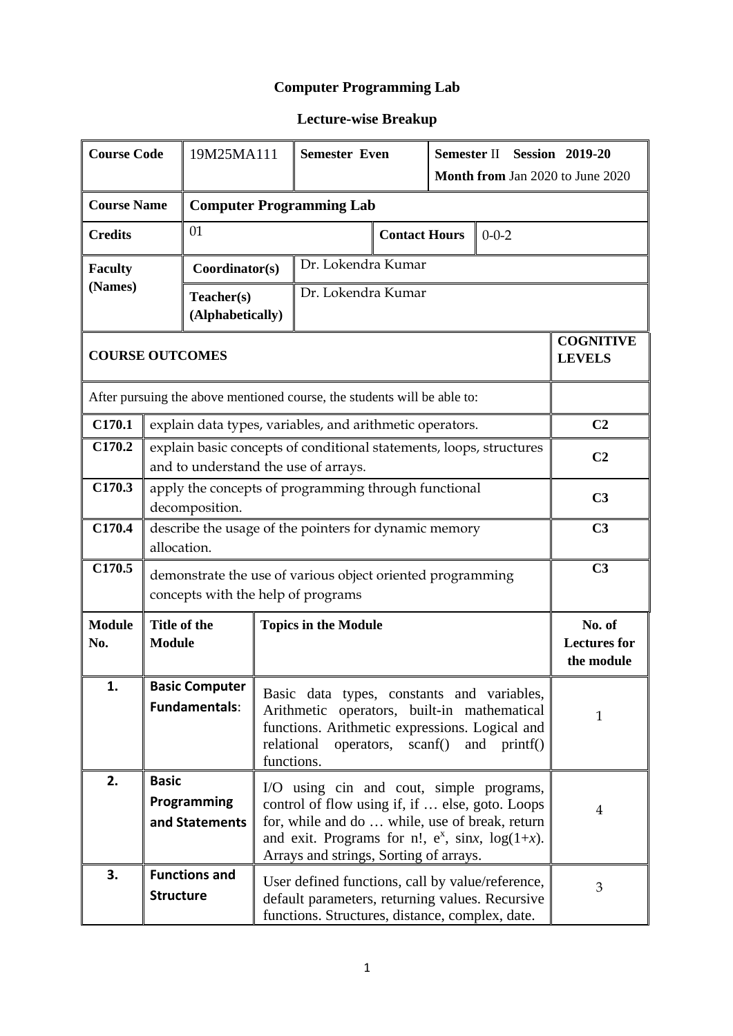# Computer Programming Lab

## Lecture-wise Breakup

| Course Code | 19M25MA111 | Semester Even | Semester II Session 2019-20 **Month from** Jan 2020 to June 2020 |
|---|---|---|---|
| **Course Name** | **Computer Programming Lab** | | |
| **Credits** | 01 | **Contact Hours** | 0-0-2 |
| **Faculty (Names)** | **Coordinator(s)** | Dr. Lokendra Kumar | |
| | **Teacher(s) (Alphabetically)** | Dr. Lokendra Kumar | |

| COURSE OUTCOMES | | COGNITIVE LEVELS |
|---|---|---|
| After pursuing the above mentioned course, the students will be able to: | | |
| **C170.1** | explain data types, variables, and arithmetic operators. | **C2** |
| **C170.2** | explain basic concepts of conditional statements, loops, structures and to understand the use of arrays. | **C2** |
| **C170.3** | apply the concepts of programming through functional decomposition. | **C3** |
| **C170.4** | describe the usage of the pointers for dynamic memory allocation. | **C3** |
| **C170.5** | demonstrate the use of various object oriented programming concepts with the help of programs | **C3** |

| Module No. | Title of the Module | Topics in the Module | No. of Lectures for the module |
|---|---|---|---|
| **1.** | **Basic Computer Fundamentals**: | Basic data types, constants and variables, Arithmetic operators, built-in mathematical functions. Arithmetic expressions. Logical and relational operators, scanf() and printf() functions. | 1 |
| **2.** | **Basic Programming and Statements** | I/O using cin and cout, simple programs, control of flow using if, if … else, goto. Loops for, while and do … while, use of break, return and exit. Programs for n!, $e^x$, sin$x$, log$(1+x)$. Arrays and strings, Sorting of arrays. | 4 |
| **3.** | **Functions and Structure** | User defined functions, call by value/reference, default parameters, returning values. Recursive functions. Structures, distance, complex, date. | 3 |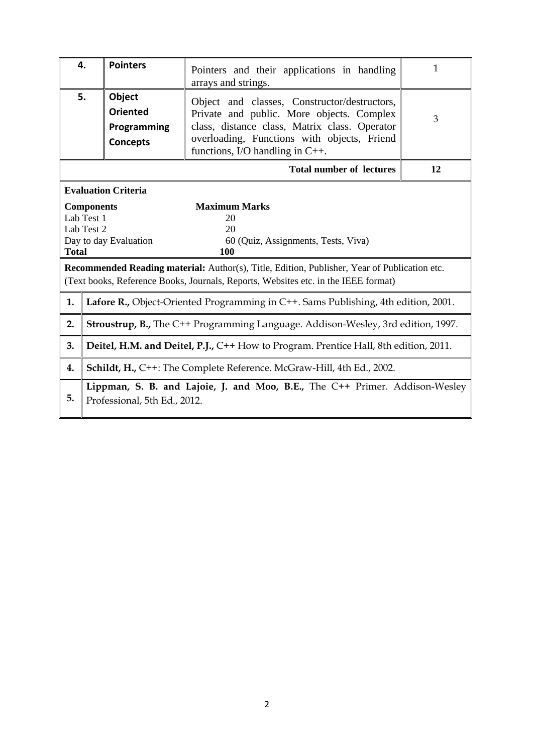| | | | |
|---|---|---|---|
| **4.** | **Pointers** | Pointers and their applications in handling arrays and strings. | 1 |
| **5.** | **Object Oriented Programming Concepts** | Object and classes, Constructor/destructors, Private and public. More objects. Complex class, distance class, Matrix class. Operator overloading, Functions with objects, Friend functions, I/O handling in C++. | 3 |
| | | **Total number of lectures** | **12** |

**Evaluation Criteria**

| **Components** | **Maximum Marks** |
|---|---|
| Lab Test 1 | 20 |
| Lab Test 2 | 20 |
| Day to day Evaluation | 60 (Quiz, Assignments, Tests, Viva) |
| **Total** | **100** |

**Recommended Reading material:** Author(s), Title, Edition, Publisher, Year of Publication etc. (Text books, Reference Books, Journals, Reports, Websites etc. in the IEEE format)

| | |
|---|---|
| **1.** | **Lafore R.,** Object-Oriented Programming in C++. Sams Publishing, 4th edition, 2001. |
| **2.** | **Stroustrup, B.,** The C++ Programming Language. Addison-Wesley, 3rd edition, 1997. |
| **3.** | **Deitel, H.M. and Deitel, P.J.,** C++ How to Program. Prentice Hall, 8th edition, 2011. |
| **4.** | **Schildt, H.,** C++: The Complete Reference. McGraw-Hill, 4th Ed., 2002. |
| **5.** | **Lippman, S. B. and Lajoie, J. and Moo, B.E.,** The C++ Primer. Addison-Wesley Professional, 5th Ed., 2012. |